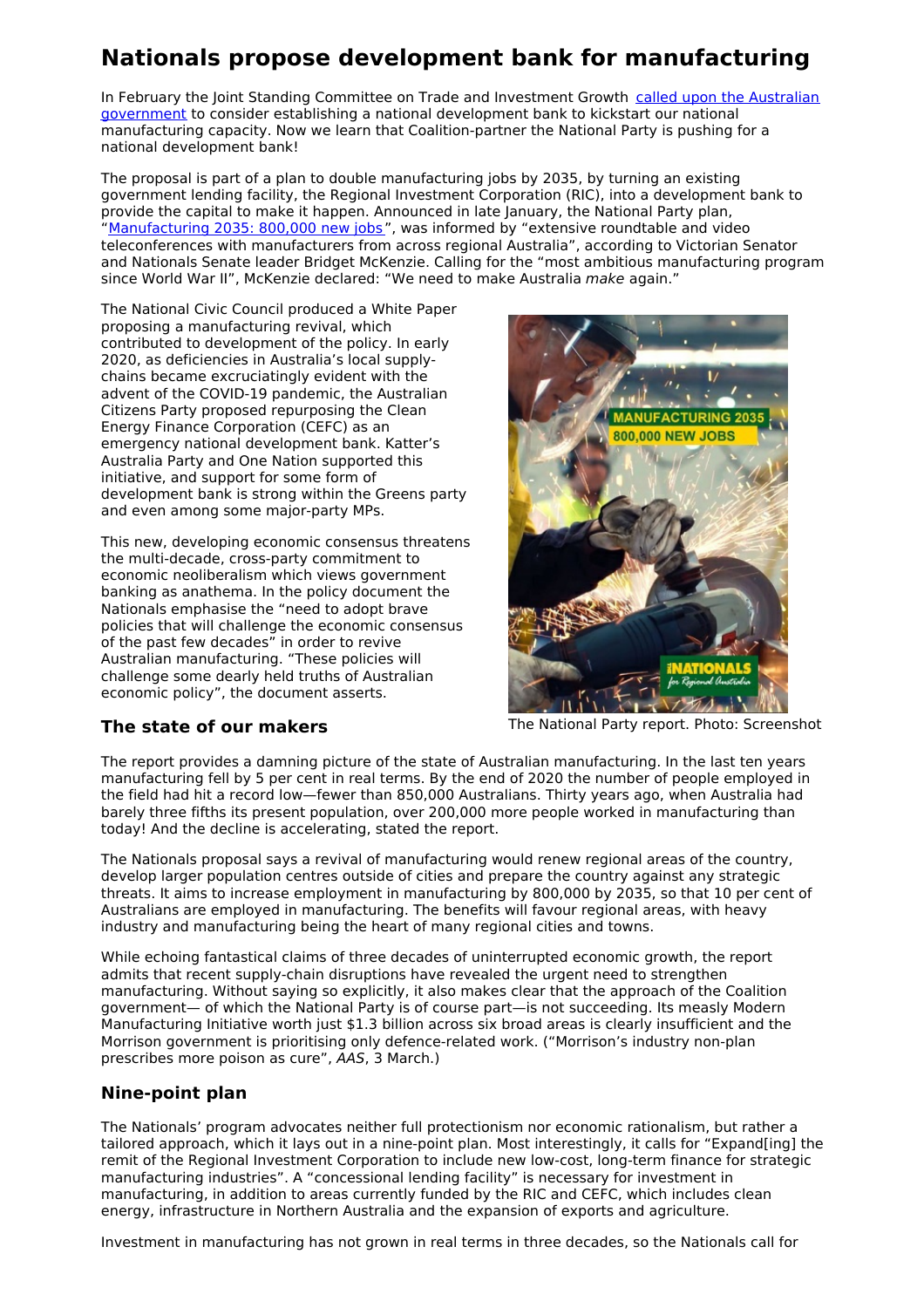# Nationals propose development bank for manufacturing

In February the Joint Standing Committee on Trade and Investment Growth [called upon the Australian government](#) to consider establishing a national development bank to kickstart our national manufacturing capacity. Now we learn that Coalition-partner the National Party is pushing for a national development bank!

The proposal is part of a plan to double manufacturing jobs by 2035, by turning an existing government lending facility, the Regional Investment Corporation (RIC), into a development bank to provide the capital to make it happen. Announced in late January, the National Party plan, "[Manufacturing 2035: 800,000 new jobs](#)", was informed by "extensive roundtable and video teleconferences with manufacturers from across regional Australia", according to Victorian Senator and Nationals Senate leader Bridget McKenzie. Calling for the "most ambitious manufacturing program since World War II", McKenzie declared: "We need to make Australia *make* again."

The National Civic Council produced a White Paper proposing a manufacturing revival, which contributed to development of the policy. In early 2020, as deficiencies in Australia's local supply-chains became excruciatingly evident with the advent of the COVID-19 pandemic, the Australian Citizens Party proposed repurposing the Clean Energy Finance Corporation (CEFC) as an emergency national development bank. Katter's Australia Party and One Nation supported this initiative, and support for some form of development bank is strong within the Greens party and even among some major-party MPs.

This new, developing economic consensus threatens the multi-decade, cross-party commitment to economic neoliberalism which views government banking as anathema. In the policy document the Nationals emphasise the "need to adopt brave policies that will challenge the economic consensus of the past few decades" in order to revive Australian manufacturing. "These policies will challenge some dearly held truths of Australian economic policy", the document asserts.

The National Party report. Photo: Screenshot

## The state of our makers

The report provides a damning picture of the state of Australian manufacturing. In the last ten years manufacturing fell by 5 per cent in real terms. By the end of 2020 the number of people employed in the field had hit a record low—fewer than 850,000 Australians. Thirty years ago, when Australia had barely three fifths its present population, over 200,000 more people worked in manufacturing than today! And the decline is accelerating, stated the report.

The Nationals proposal says a revival of manufacturing would renew regional areas of the country, develop larger population centres outside of cities and prepare the country against any strategic threats. It aims to increase employment in manufacturing by 800,000 by 2035, so that 10 per cent of Australians are employed in manufacturing. The benefits will favour regional areas, with heavy industry and manufacturing being the heart of many regional cities and towns.

While echoing fantastical claims of three decades of uninterrupted economic growth, the report admits that recent supply-chain disruptions have revealed the urgent need to strengthen manufacturing. Without saying so explicitly, it also makes clear that the approach of the Coalition government— of which the National Party is of course part—is not succeeding. Its measly Modern Manufacturing Initiative worth just $1.3 billion across six broad areas is clearly insufficient and the Morrison government is prioritising only defence-related work. ("Morrison's industry non-plan prescribes more poison as cure", *AAS*, 3 March.)

## Nine-point plan

The Nationals' program advocates neither full protectionism nor economic rationalism, but rather a tailored approach, which it lays out in a nine-point plan. Most interestingly, it calls for "Expand[ing] the remit of the Regional Investment Corporation to include new low-cost, long-term finance for strategic manufacturing industries". A "concessional lending facility" is necessary for investment in manufacturing, in addition to areas currently funded by the RIC and CEFC, which includes clean energy, infrastructure in Northern Australia and the expansion of exports and agriculture.

Investment in manufacturing has not grown in real terms in three decades, so the Nationals call for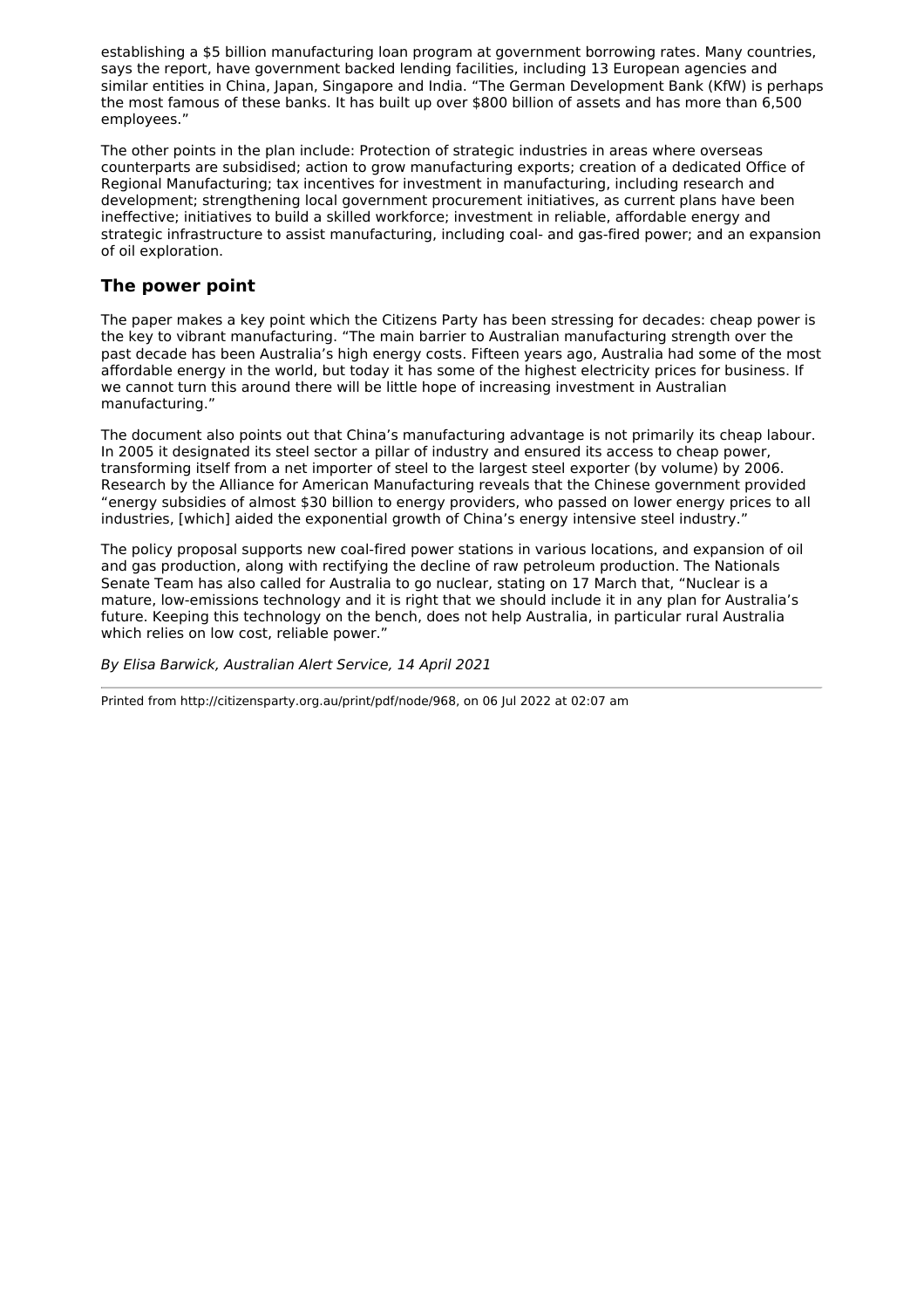establishing a $5 billion manufacturing loan program at government borrowing rates. Many countries, says the report, have government backed lending facilities, including 13 European agencies and similar entities in China, Japan, Singapore and India. "The German Development Bank (KfW) is perhaps the most famous of these banks. It has built up over $800 billion of assets and has more than 6,500 employees."

The other points in the plan include: Protection of strategic industries in areas where overseas counterparts are subsidised; action to grow manufacturing exports; creation of a dedicated Office of Regional Manufacturing; tax incentives for investment in manufacturing, including research and development; strengthening local government procurement initiatives, as current plans have been ineffective; initiatives to build a skilled workforce; investment in reliable, affordable energy and strategic infrastructure to assist manufacturing, including coal- and gas-fired power; and an expansion of oil exploration.

## The power point

The paper makes a key point which the Citizens Party has been stressing for decades: cheap power is the key to vibrant manufacturing. "The main barrier to Australian manufacturing strength over the past decade has been Australia's high energy costs. Fifteen years ago, Australia had some of the most affordable energy in the world, but today it has some of the highest electricity prices for business. If we cannot turn this around there will be little hope of increasing investment in Australian manufacturing."

The document also points out that China's manufacturing advantage is not primarily its cheap labour. In 2005 it designated its steel sector a pillar of industry and ensured its access to cheap power, transforming itself from a net importer of steel to the largest steel exporter (by volume) by 2006. Research by the Alliance for American Manufacturing reveals that the Chinese government provided "energy subsidies of almost $30 billion to energy providers, who passed on lower energy prices to all industries, [which] aided the exponential growth of China's energy intensive steel industry."

The policy proposal supports new coal-fired power stations in various locations, and expansion of oil and gas production, along with rectifying the decline of raw petroleum production. The Nationals Senate Team has also called for Australia to go nuclear, stating on 17 March that, "Nuclear is a mature, low-emissions technology and it is right that we should include it in any plan for Australia's future. Keeping this technology on the bench, does not help Australia, in particular rural Australia which relies on low cost, reliable power."

*By Elisa Barwick, Australian Alert Service, 14 April 2021*